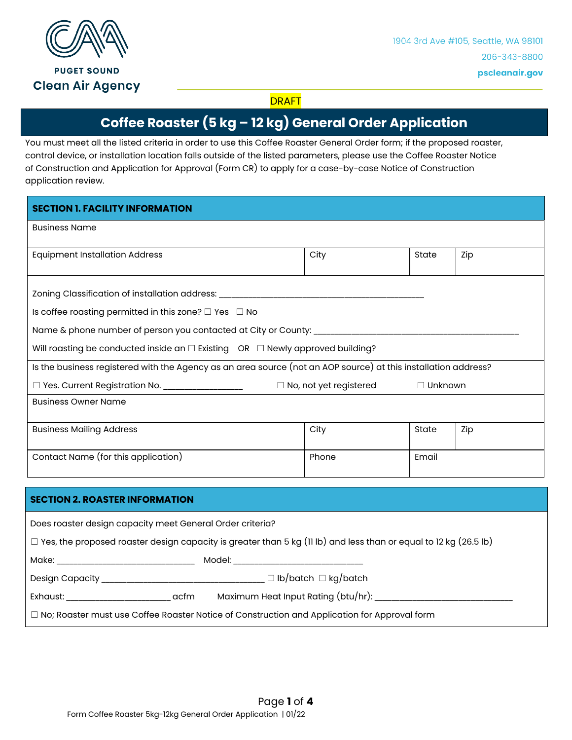PUGET SOUND
Clean Air Agency

1904 3rd Ave #105, Seattle, WA 98101
206-343-8800
pscleanair.gov

DRAFT

# Coffee Roaster (5 kg – 12 kg) General Order Application

You must meet all the listed criteria in order to use this Coffee Roaster General Order form; if the proposed roaster, control device, or installation location falls outside of the listed parameters, please use the Coffee Roaster Notice of Construction and Application for Approval (Form CR) to apply for a case-by-case Notice of Construction application review.

## SECTION 1. FACILITY INFORMATION

| Business Name | | | |
|---|---|---|---|
| Equipment Installation Address | City | State | Zip |

Zoning Classification of installation address: ___________________________________________

Is coffee roasting permitted in this zone? ☐ Yes ☐ No

Name & phone number of person you contacted at City or County: ___________________________________________

Will roasting be conducted inside an ☐ Existing OR ☐ Newly approved building?

Is the business registered with the Agency as an area source (not an AOP source) at this installation address?

☐ Yes. Current Registration No. _________________ ☐ No, not yet registered ☐ Unknown

| Business Owner Name | | | |
|---|---|---|---|
| Business Mailing Address | City | State | Zip |
| Contact Name (for this application) | Phone | Email | |

## SECTION 2. ROASTER INFORMATION

Does roaster design capacity meet General Order criteria?

☐ Yes, the proposed roaster design capacity is greater than 5 kg (11 lb) and less than or equal to 12 kg (26.5 lb)

Make: ______________________________ Model: ____________________________

Design Capacity ____________________________________ ☐ lb/batch ☐ kg/batch

Exhaust: ______________________ acfm Maximum Heat Input Rating (btu/hr): ______________________________

☐ No; Roaster must use Coffee Roaster Notice of Construction and Application for Approval form

Form Coffee Roaster 5kg-12kg General Order Application | 01/22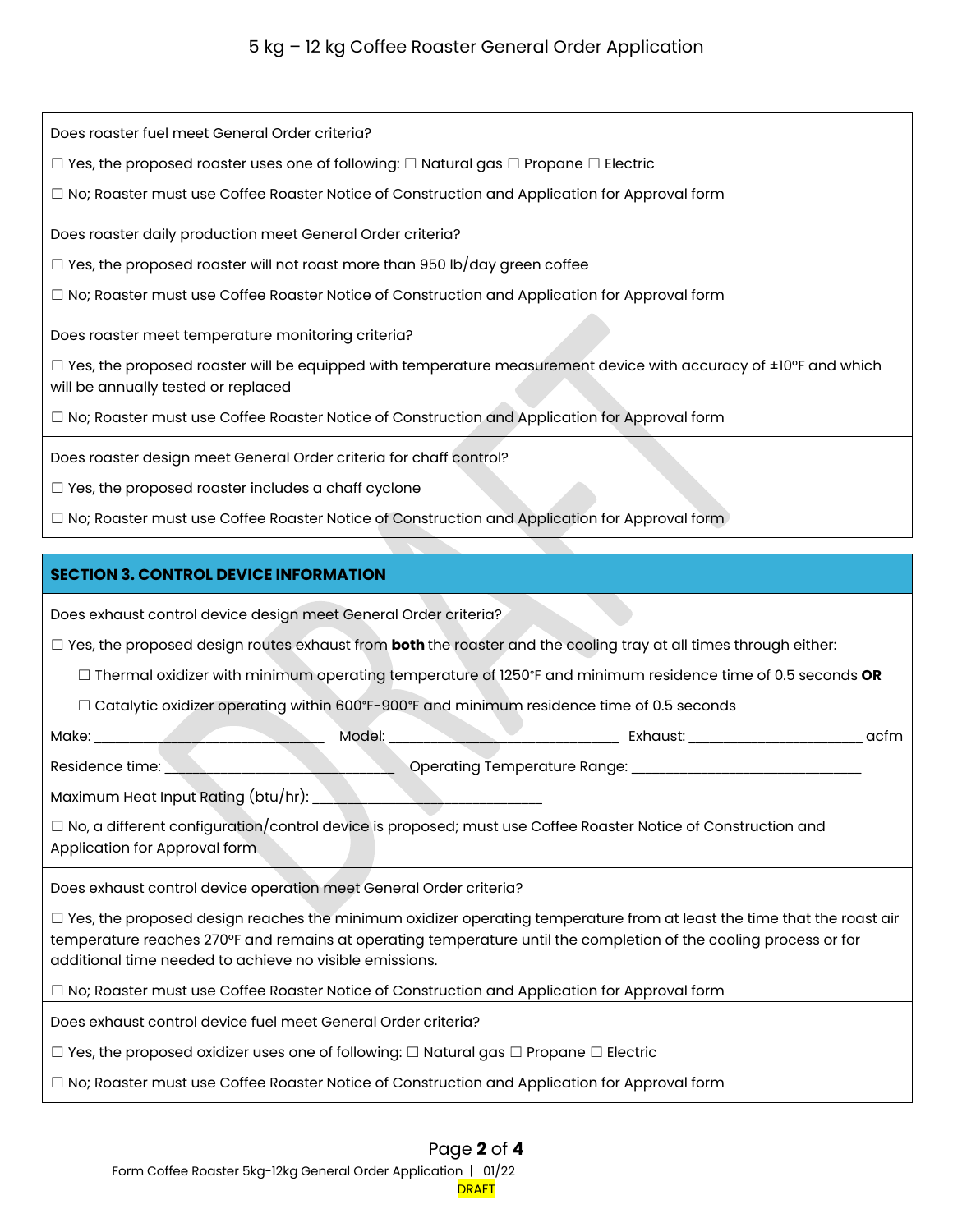Does roaster fuel meet General Order criteria?

☐ Yes, the proposed roaster uses one of following: ☐ Natural gas ☐ Propane ☐ Electric

☐ No; Roaster must use Coffee Roaster Notice of Construction and Application for Approval form

Does roaster daily production meet General Order criteria?

☐ Yes, the proposed roaster will not roast more than 950 lb/day green coffee

☐ No; Roaster must use Coffee Roaster Notice of Construction and Application for Approval form

Does roaster meet temperature monitoring criteria?

☐ Yes, the proposed roaster will be equipped with temperature measurement device with accuracy of ±10°F and which will be annually tested or replaced

☐ No; Roaster must use Coffee Roaster Notice of Construction and Application for Approval form

Does roaster design meet General Order criteria for chaff control?

☐ Yes, the proposed roaster includes a chaff cyclone

☐ No; Roaster must use Coffee Roaster Notice of Construction and Application for Approval form

## SECTION 3. CONTROL DEVICE INFORMATION

Does exhaust control device design meet General Order criteria?

☐ Yes, the proposed design routes exhaust from **both** the roaster and the cooling tray at all times through either:

- ☐ Thermal oxidizer with minimum operating temperature of 1250°F and minimum residence time of 0.5 seconds **OR**
- ☐ Catalytic oxidizer operating within 600°F-900°F and minimum residence time of 0.5 seconds

Make: ______________________ Model: ______________________ Exhaust: ____________________ acfm

Residence time: ______________________ Operating Temperature Range: ______________________

Maximum Heat Input Rating (btu/hr): ______________________

☐ No, a different configuration/control device is proposed; must use Coffee Roaster Notice of Construction and Application for Approval form

Does exhaust control device operation meet General Order criteria?

☐ Yes, the proposed design reaches the minimum oxidizer operating temperature from at least the time that the roast air temperature reaches 270°F and remains at operating temperature until the completion of the cooling process or for additional time needed to achieve no visible emissions.

☐ No; Roaster must use Coffee Roaster Notice of Construction and Application for Approval form

Does exhaust control device fuel meet General Order criteria?

☐ Yes, the proposed oxidizer uses one of following: ☐ Natural gas ☐ Propane ☐ Electric

☐ No; Roaster must use Coffee Roaster Notice of Construction and Application for Approval form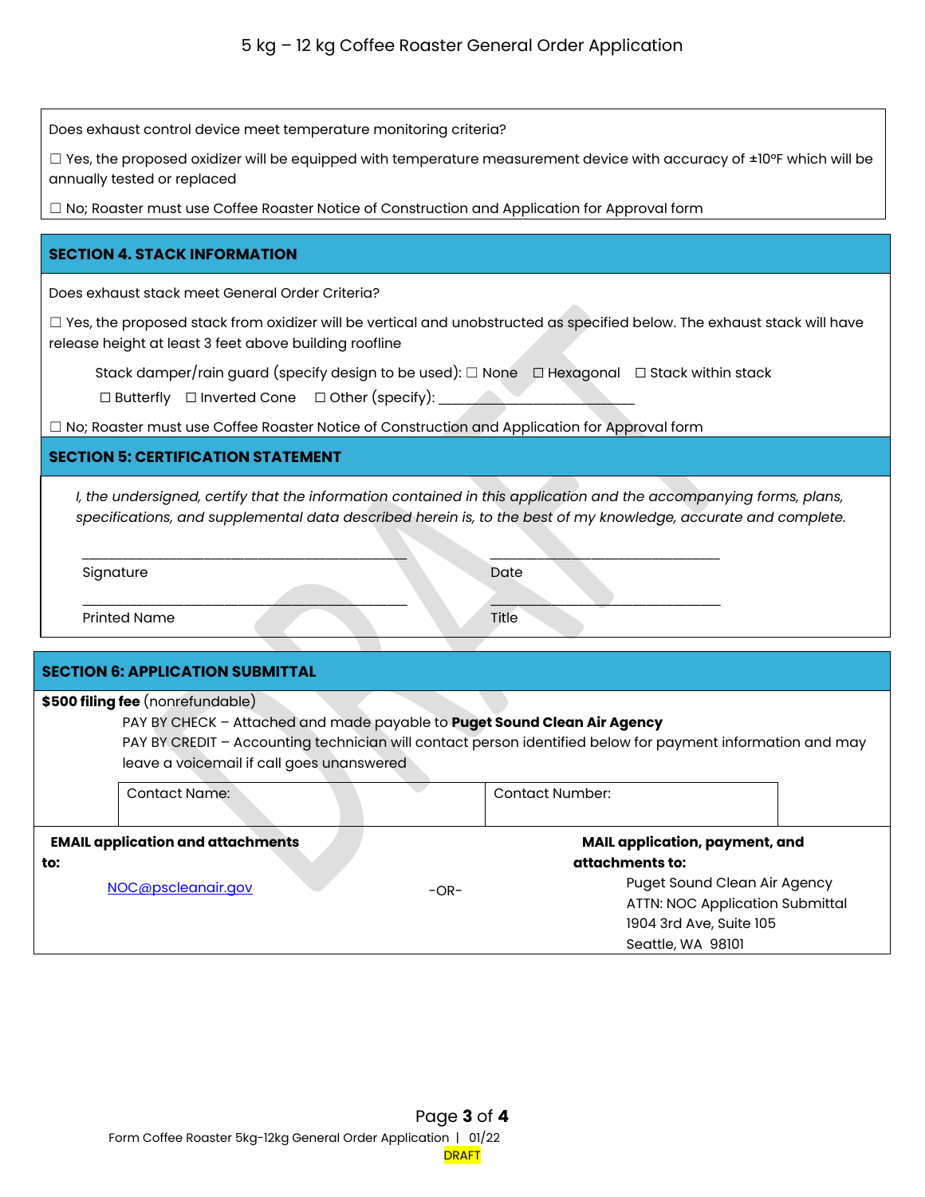Does exhaust control device meet temperature monitoring criteria?

☐ Yes, the proposed oxidizer will be equipped with temperature measurement device with accuracy of ±10ºF which will be annually tested or replaced

☐ No; Roaster must use Coffee Roaster Notice of Construction and Application for Approval form

## SECTION 4. STACK INFORMATION

Does exhaust stack meet General Order Criteria?

☐ Yes, the proposed stack from oxidizer will be vertical and unobstructed as specified below. The exhaust stack will have release height at least 3 feet above building roofline

Stack damper/rain guard (specify design to be used): ☐ None ☐ Hexagonal ☐ Stack within stack
☐ Butterfly ☐ Inverted Cone ☐ Other (specify): ___________________________

☐ No; Roaster must use Coffee Roaster Notice of Construction and Application for Approval form

## SECTION 5: CERTIFICATION STATEMENT

*I, the undersigned, certify that the information contained in this application and the accompanying forms, plans, specifications, and supplemental data described herein is, to the best of my knowledge, accurate and complete.*

_____________________________________________ ________________________________

Signature Date

_____________________________________________ ________________________________

Printed Name Title

## SECTION 6: APPLICATION SUBMITTAL

**$500 filing fee** (nonrefundable)

PAY BY CHECK – Attached and made payable to **Puget Sound Clean Air Agency**

PAY BY CREDIT – Accounting technician will contact person identified below for payment information and may leave a voicemail if call goes unanswered

| Contact Name: | Contact Number: |
|---|---|
| | |

**EMAIL application and attachments to:**

NOC@pscleanair.gov

-OR-

**MAIL application, payment, and attachments to:**

Puget Sound Clean Air Agency
ATTN: NOC Application Submittal
1904 3rd Ave, Suite 105
Seattle, WA 98101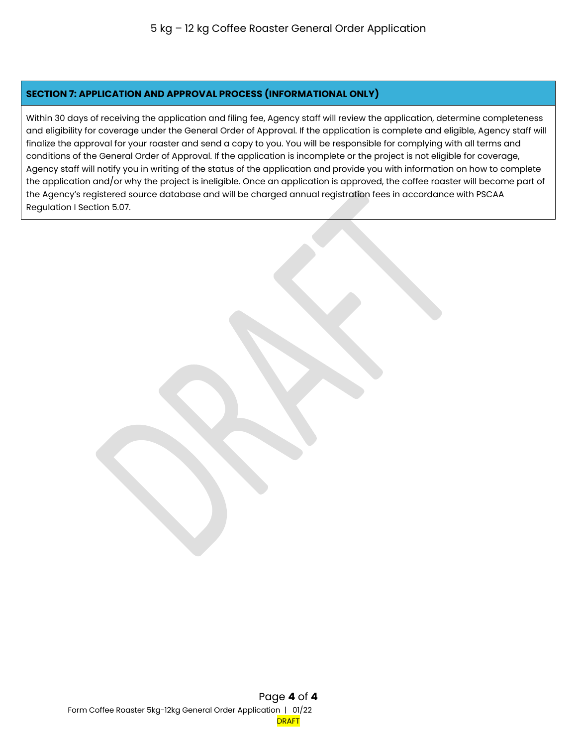## SECTION 7: APPLICATION AND APPROVAL PROCESS (INFORMATIONAL ONLY)

Within 30 days of receiving the application and filing fee, Agency staff will review the application, determine completeness and eligibility for coverage under the General Order of Approval. If the application is complete and eligible, Agency staff will finalize the approval for your roaster and send a copy to you. You will be responsible for complying with all terms and conditions of the General Order of Approval. If the application is incomplete or the project is not eligible for coverage, Agency staff will notify you in writing of the status of the application and provide you with information on how to complete the application and/or why the project is ineligible. Once an application is approved, the coffee roaster will become part of the Agency's registered source database and will be charged annual registration fees in accordance with PSCAA Regulation I Section 5.07.